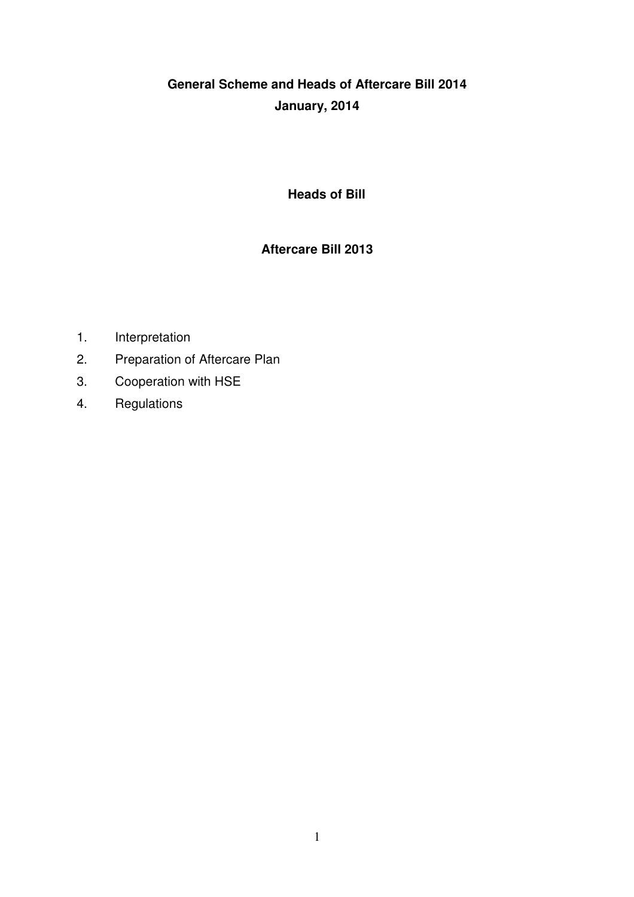# General Scheme and Heads of Aftercare Bill 2014

**January, 2014**

## Heads of Bill

## Aftercare Bill 2013

1. Interpretation
2. Preparation of Aftercare Plan
3. Cooperation with HSE
4. Regulations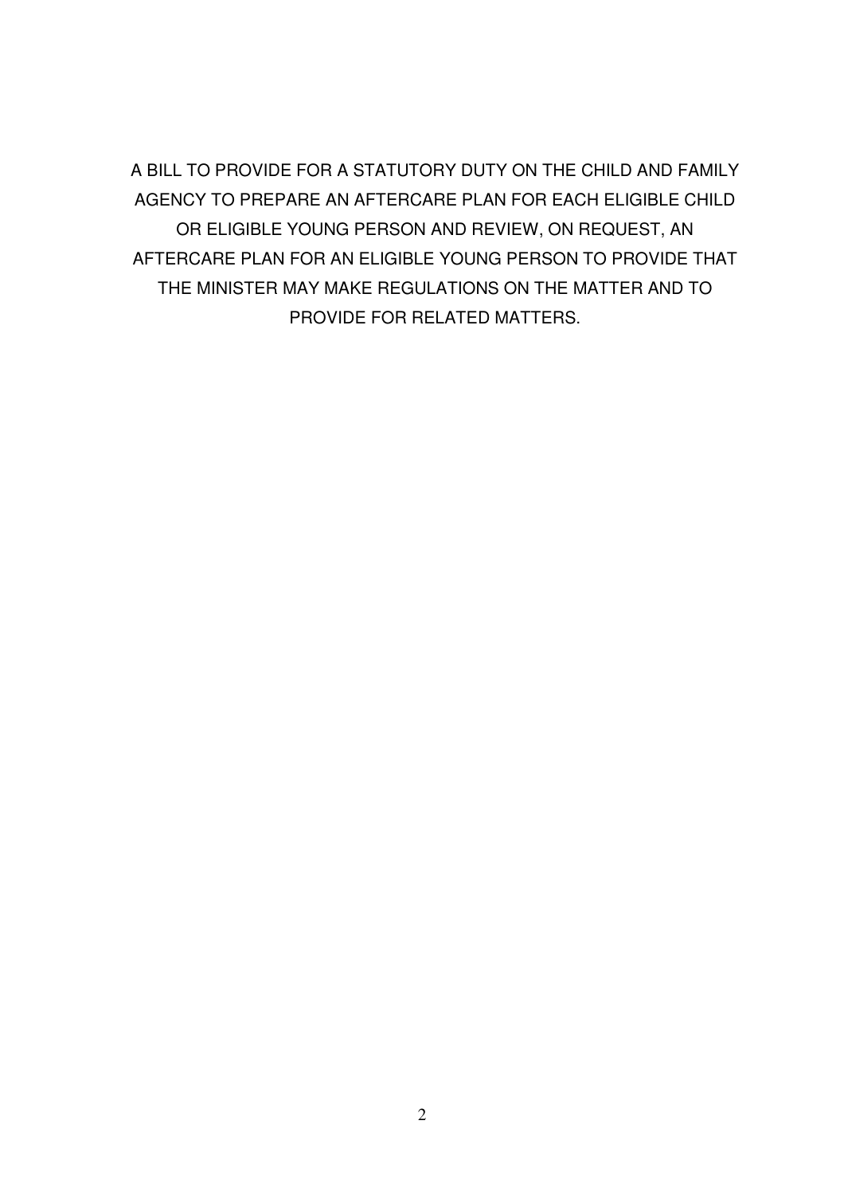A BILL TO PROVIDE FOR A STATUTORY DUTY ON THE CHILD AND FAMILY AGENCY TO PREPARE AN AFTERCARE PLAN FOR EACH ELIGIBLE CHILD OR ELIGIBLE YOUNG PERSON AND REVIEW, ON REQUEST, AN AFTERCARE PLAN FOR AN ELIGIBLE YOUNG PERSON TO PROVIDE THAT THE MINISTER MAY MAKE REGULATIONS ON THE MATTER AND TO PROVIDE FOR RELATED MATTERS.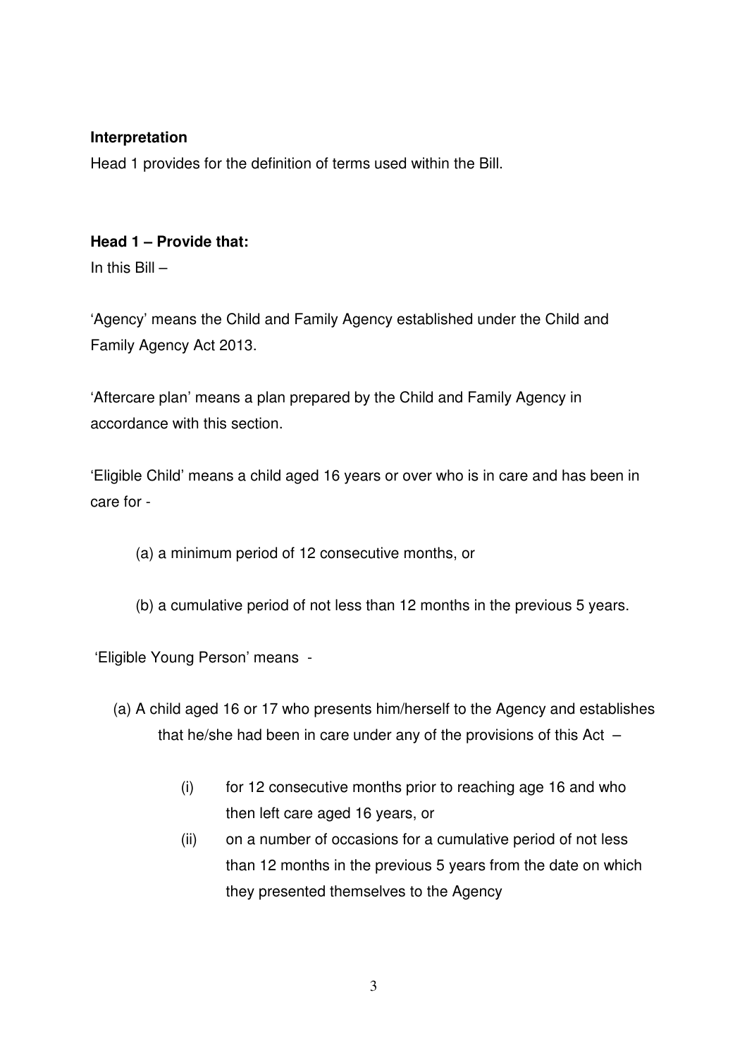**Interpretation**

Head 1 provides for the definition of terms used within the Bill.

**Head 1 – Provide that:**

In this Bill –

'Agency' means the Child and Family Agency established under the Child and Family Agency Act 2013.

'Aftercare plan' means a plan prepared by the Child and Family Agency in accordance with this section.

'Eligible Child' means a child aged 16 years or over who is in care and has been in care for -

(a) a minimum period of 12 consecutive months, or

(b) a cumulative period of not less than 12 months in the previous 5 years.

'Eligible Young Person' means -

(a) A child aged 16 or 17 who presents him/herself to the Agency and establishes that he/she had been in care under any of the provisions of this Act –

- (i) for 12 consecutive months prior to reaching age 16 and who then left care aged 16 years, or
- (ii) on a number of occasions for a cumulative period of not less than 12 months in the previous 5 years from the date on which they presented themselves to the Agency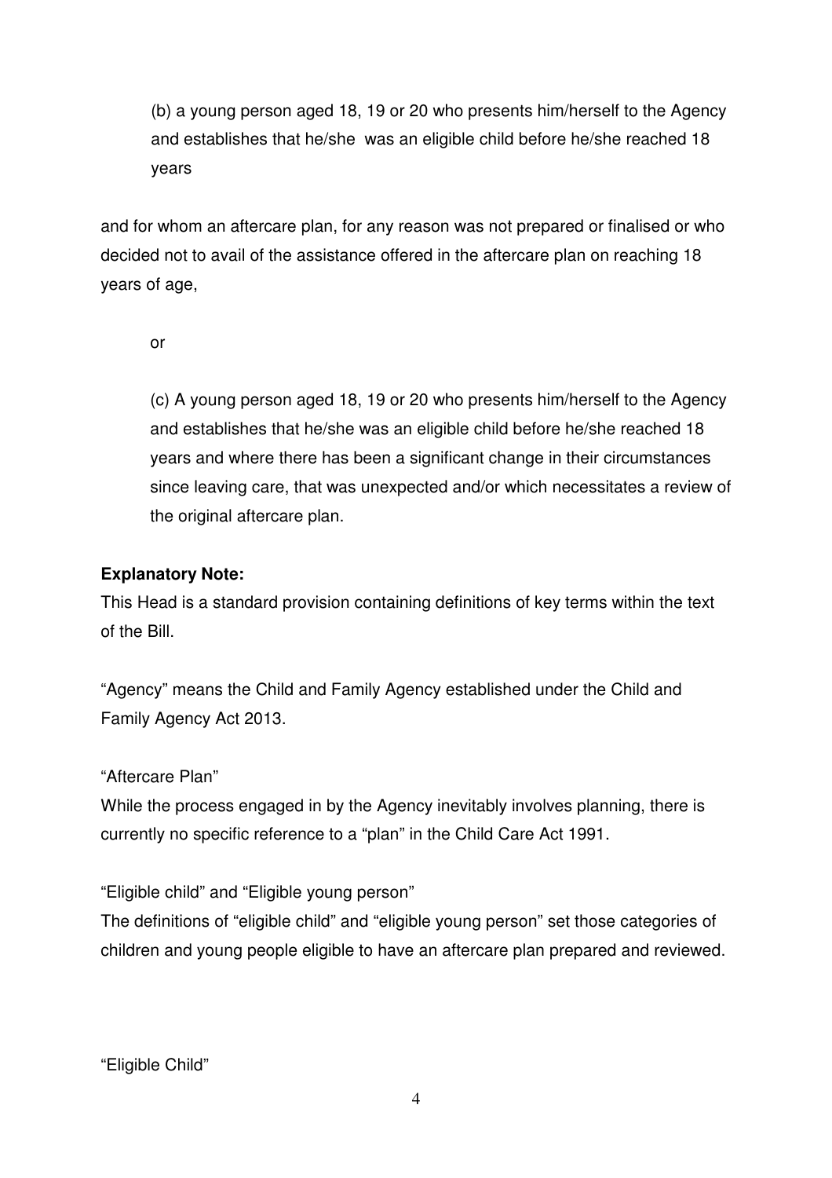(b) a young person aged 18, 19 or 20 who presents him/herself to the Agency and establishes that he/she was an eligible child before he/she reached 18 years

and for whom an aftercare plan, for any reason was not prepared or finalised or who decided not to avail of the assistance offered in the aftercare plan on reaching 18 years of age,

or

(c) A young person aged 18, 19 or 20 who presents him/herself to the Agency and establishes that he/she was an eligible child before he/she reached 18 years and where there has been a significant change in their circumstances since leaving care, that was unexpected and/or which necessitates a review of the original aftercare plan.

**Explanatory Note:**

This Head is a standard provision containing definitions of key terms within the text of the Bill.

"Agency" means the Child and Family Agency established under the Child and Family Agency Act 2013.

"Aftercare Plan"

While the process engaged in by the Agency inevitably involves planning, there is currently no specific reference to a "plan" in the Child Care Act 1991.

"Eligible child" and "Eligible young person"

The definitions of "eligible child" and "eligible young person" set those categories of children and young people eligible to have an aftercare plan prepared and reviewed.

"Eligible Child"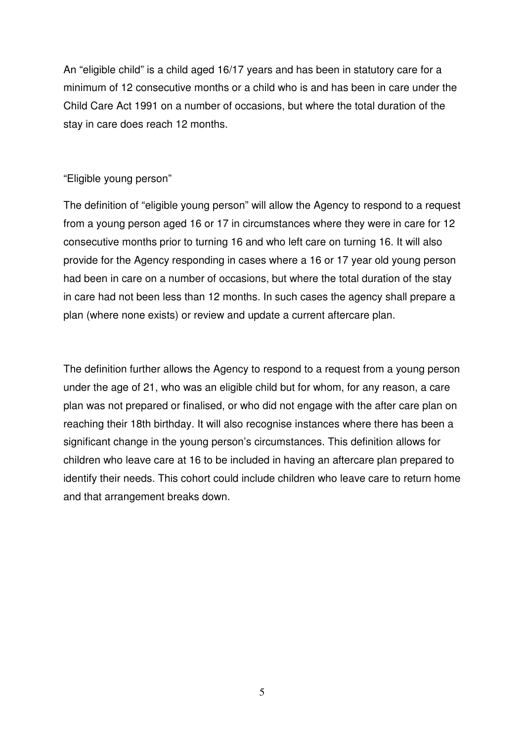An "eligible child" is a child aged 16/17 years and has been in statutory care for a minimum of 12 consecutive months or a child who is and has been in care under the Child Care Act 1991 on a number of occasions, but where the total duration of the stay in care does reach 12 months.

"Eligible young person"

The definition of "eligible young person" will allow the Agency to respond to a request from a young person aged 16 or 17 in circumstances where they were in care for 12 consecutive months prior to turning 16 and who left care on turning 16. It will also provide for the Agency responding in cases where a 16 or 17 year old young person had been in care on a number of occasions, but where the total duration of the stay in care had not been less than 12 months. In such cases the agency shall prepare a plan (where none exists) or review and update a current aftercare plan.

The definition further allows the Agency to respond to a request from a young person under the age of 21, who was an eligible child but for whom, for any reason, a care plan was not prepared or finalised, or who did not engage with the after care plan on reaching their 18th birthday. It will also recognise instances where there has been a significant change in the young person's circumstances. This definition allows for children who leave care at 16 to be included in having an aftercare plan prepared to identify their needs. This cohort could include children who leave care to return home and that arrangement breaks down.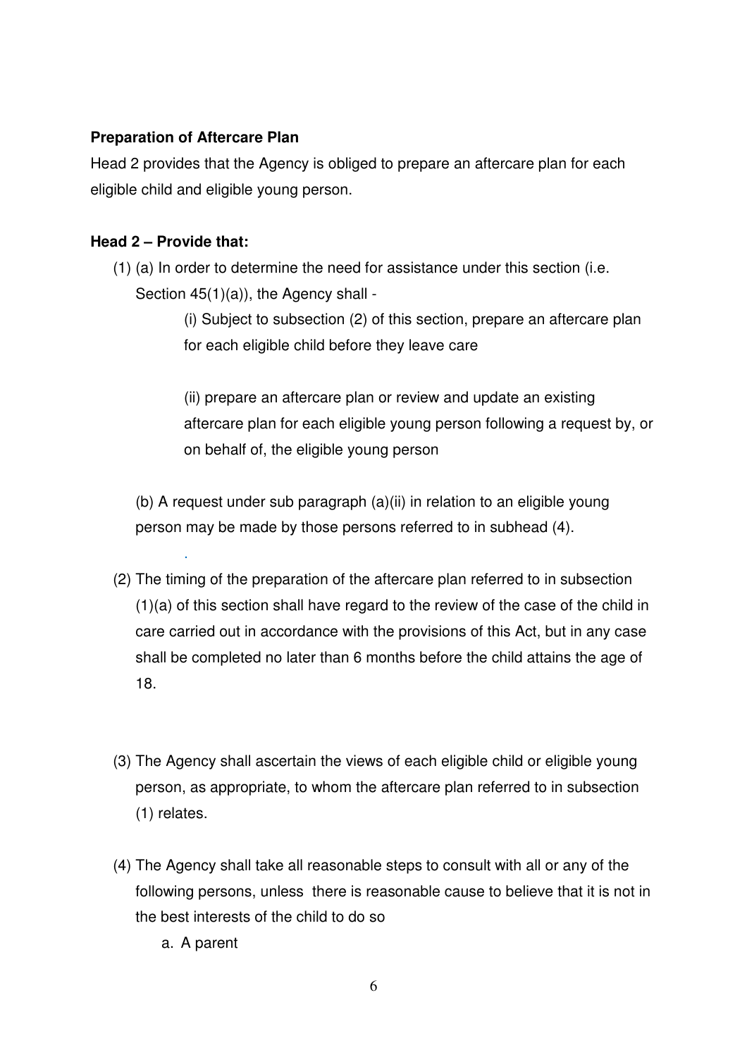**Preparation of Aftercare Plan**

Head 2 provides that the Agency is obliged to prepare an aftercare plan for each eligible child and eligible young person.

**Head 2 – Provide that:**

(1) (a) In order to determine the need for assistance under this section (i.e. Section 45(1)(a)), the Agency shall -

(i) Subject to subsection (2) of this section, prepare an aftercare plan for each eligible child before they leave care

(ii) prepare an aftercare plan or review and update an existing aftercare plan for each eligible young person following a request by, or on behalf of, the eligible young person

(b) A request under sub paragraph (a)(ii) in relation to an eligible young person may be made by those persons referred to in subhead (4).

(2) The timing of the preparation of the aftercare plan referred to in subsection (1)(a) of this section shall have regard to the review of the case of the child in care carried out in accordance with the provisions of this Act, but in any case shall be completed no later than 6 months before the child attains the age of 18.

(3) The Agency shall ascertain the views of each eligible child or eligible young person, as appropriate, to whom the aftercare plan referred to in subsection (1) relates.

(4) The Agency shall take all reasonable steps to consult with all or any of the following persons, unless there is reasonable cause to believe that it is not in the best interests of the child to do so

a. A parent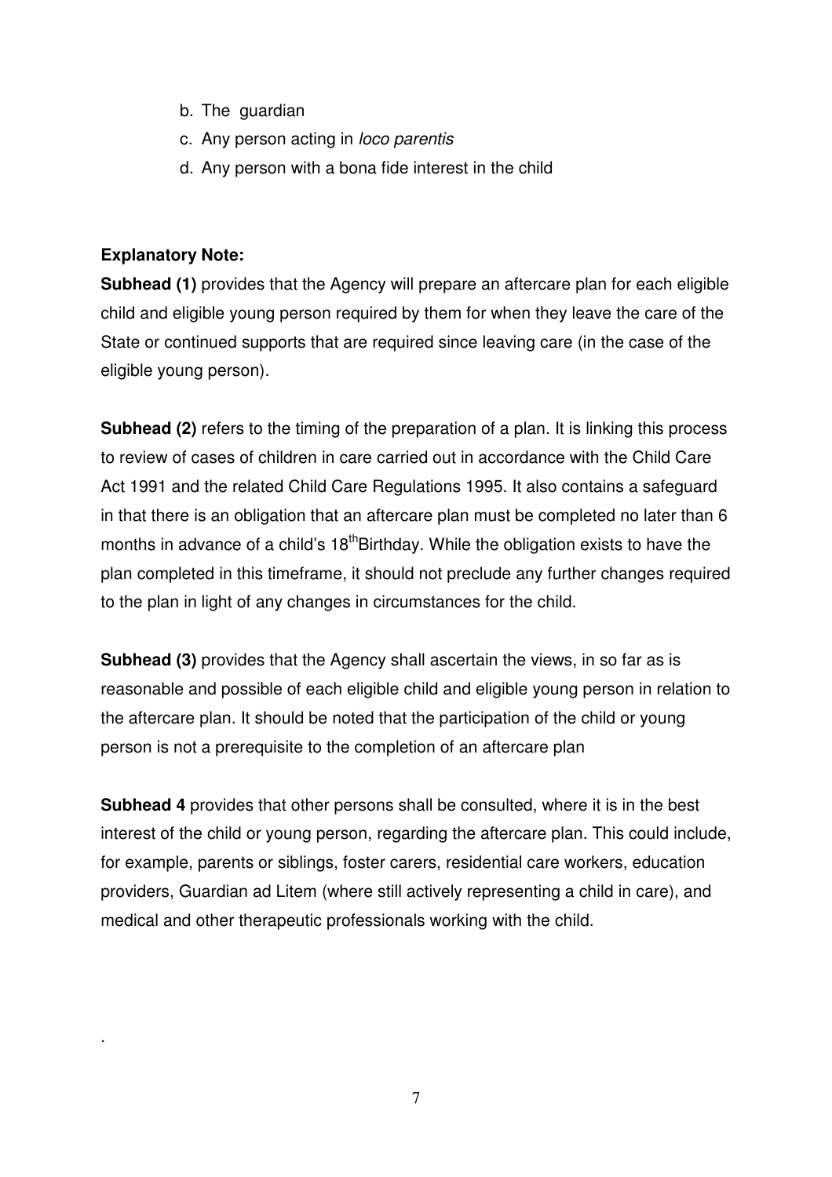b. The guardian
c. Any person acting in *loco parentis*
d. Any person with a bona fide interest in the child

**Explanatory Note:**

**Subhead (1)** provides that the Agency will prepare an aftercare plan for each eligible child and eligible young person required by them for when they leave the care of the State or continued supports that are required since leaving care (in the case of the eligible young person).

**Subhead (2)** refers to the timing of the preparation of a plan. It is linking this process to review of cases of children in care carried out in accordance with the Child Care Act 1991 and the related Child Care Regulations 1995. It also contains a safeguard in that there is an obligation that an aftercare plan must be completed no later than 6 months in advance of a child's 18th Birthday. While the obligation exists to have the plan completed in this timeframe, it should not preclude any further changes required to the plan in light of any changes in circumstances for the child.

**Subhead (3)** provides that the Agency shall ascertain the views, in so far as is reasonable and possible of each eligible child and eligible young person in relation to the aftercare plan. It should be noted that the participation of the child or young person is not a prerequisite to the completion of an aftercare plan

**Subhead 4** provides that other persons shall be consulted, where it is in the best interest of the child or young person, regarding the aftercare plan. This could include, for example, parents or siblings, foster carers, residential care workers, education providers, Guardian ad Litem (where still actively representing a child in care), and medical and other therapeutic professionals working with the child.

.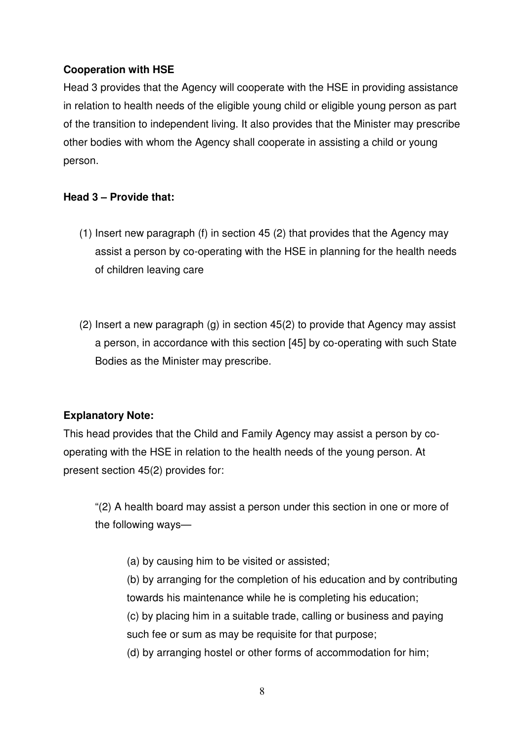**Cooperation with HSE**

Head 3 provides that the Agency will cooperate with the HSE in providing assistance in relation to health needs of the eligible young child or eligible young person as part of the transition to independent living. It also provides that the Minister may prescribe other bodies with whom the Agency shall cooperate in assisting a child or young person.

**Head 3 – Provide that:**

(1) Insert new paragraph (f) in section 45 (2) that provides that the Agency may assist a person by co-operating with the HSE in planning for the health needs of children leaving care

(2) Insert a new paragraph (g) in section 45(2) to provide that Agency may assist a person, in accordance with this section [45] by co-operating with such State Bodies as the Minister may prescribe.

**Explanatory Note:**

This head provides that the Child and Family Agency may assist a person by co-operating with the HSE in relation to the health needs of the young person. At present section 45(2) provides for:

> "(2) A health board may assist a person under this section in one or more of the following ways—
>
> (a) by causing him to be visited or assisted;
>
> (b) by arranging for the completion of his education and by contributing towards his maintenance while he is completing his education;
>
> (c) by placing him in a suitable trade, calling or business and paying such fee or sum as may be requisite for that purpose;
>
> (d) by arranging hostel or other forms of accommodation for him;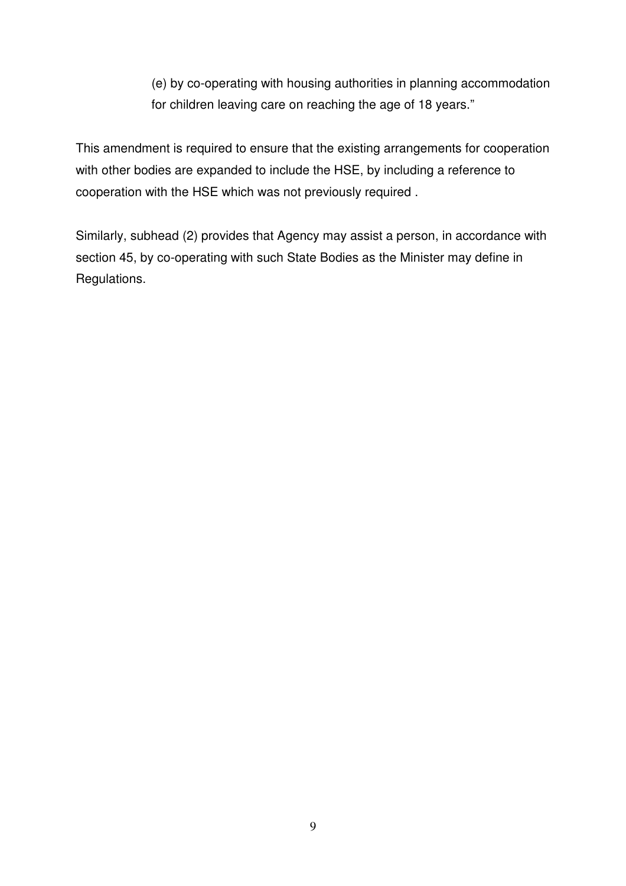> (e) by co-operating with housing authorities in planning accommodation for children leaving care on reaching the age of 18 years."

This amendment is required to ensure that the existing arrangements for cooperation with other bodies are expanded to include the HSE, by including a reference to cooperation with the HSE which was not previously required .

Similarly, subhead (2) provides that Agency may assist a person, in accordance with section 45, by co-operating with such State Bodies as the Minister may define in Regulations.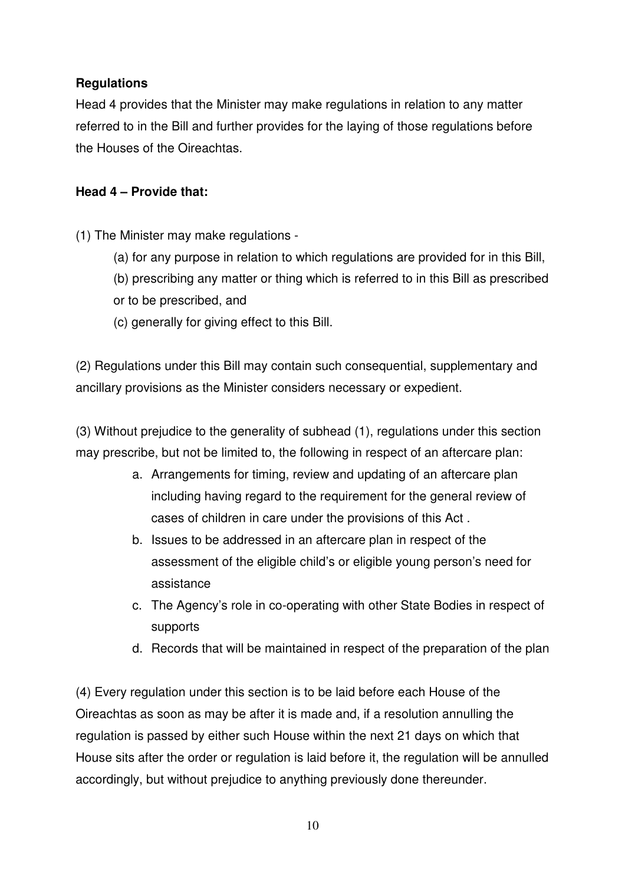**Regulations**

Head 4 provides that the Minister may make regulations in relation to any matter referred to in the Bill and further provides for the laying of those regulations before the Houses of the Oireachtas.

**Head 4 – Provide that:**

(1) The Minister may make regulations -

(a) for any purpose in relation to which regulations are provided for in this Bill,

(b) prescribing any matter or thing which is referred to in this Bill as prescribed or to be prescribed, and

(c) generally for giving effect to this Bill.

(2) Regulations under this Bill may contain such consequential, supplementary and ancillary provisions as the Minister considers necessary or expedient.

(3) Without prejudice to the generality of subhead (1), regulations under this section may prescribe, but not be limited to, the following in respect of an aftercare plan:

a. Arrangements for timing, review and updating of an aftercare plan including having regard to the requirement for the general review of cases of children in care under the provisions of this Act .
b. Issues to be addressed in an aftercare plan in respect of the assessment of the eligible child's or eligible young person's need for assistance
c. The Agency's role in co-operating with other State Bodies in respect of supports
d. Records that will be maintained in respect of the preparation of the plan

(4) Every regulation under this section is to be laid before each House of the Oireachtas as soon as may be after it is made and, if a resolution annulling the regulation is passed by either such House within the next 21 days on which that House sits after the order or regulation is laid before it, the regulation will be annulled accordingly, but without prejudice to anything previously done thereunder.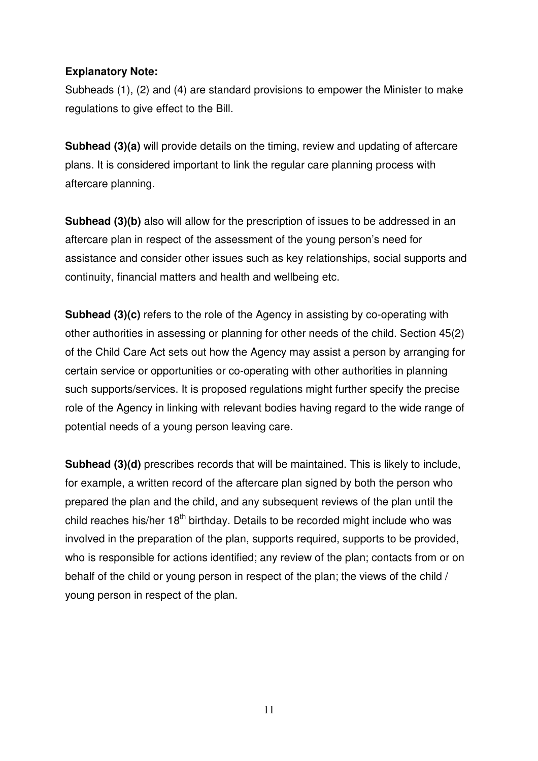**Explanatory Note:**

Subheads (1), (2) and (4) are standard provisions to empower the Minister to make regulations to give effect to the Bill.

**Subhead (3)(a)** will provide details on the timing, review and updating of aftercare plans. It is considered important to link the regular care planning process with aftercare planning.

**Subhead (3)(b)** also will allow for the prescription of issues to be addressed in an aftercare plan in respect of the assessment of the young person's need for assistance and consider other issues such as key relationships, social supports and continuity, financial matters and health and wellbeing etc.

**Subhead (3)(c)** refers to the role of the Agency in assisting by co-operating with other authorities in assessing or planning for other needs of the child. Section 45(2) of the Child Care Act sets out how the Agency may assist a person by arranging for certain service or opportunities or co-operating with other authorities in planning such supports/services. It is proposed regulations might further specify the precise role of the Agency in linking with relevant bodies having regard to the wide range of potential needs of a young person leaving care.

**Subhead (3)(d)** prescribes records that will be maintained. This is likely to include, for example, a written record of the aftercare plan signed by both the person who prepared the plan and the child, and any subsequent reviews of the plan until the child reaches his/her 18th birthday. Details to be recorded might include who was involved in the preparation of the plan, supports required, supports to be provided, who is responsible for actions identified; any review of the plan; contacts from or on behalf of the child or young person in respect of the plan; the views of the child / young person in respect of the plan.